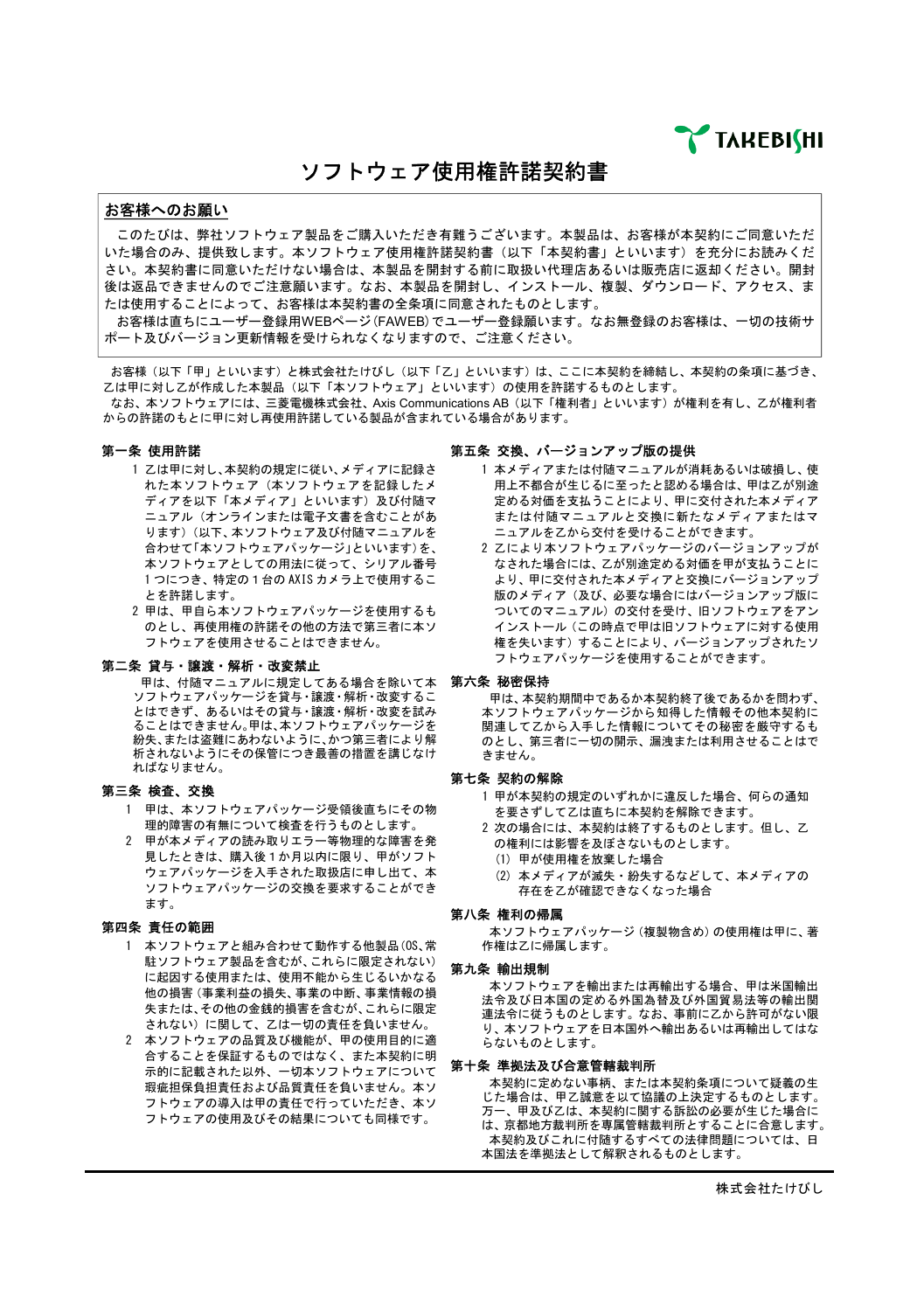TAKEBISHI

# ソフトウェア使用権許諾契約書

## お客様へのお願い

このたびは、弊社ソフトウェア製品をご購入いただき有難うございます。本製品は、お客様が本契約にご同意いただいた場合のみ、提供致します。本ソフトウェア使用権許諾契約書（以下「本契約書」といいます）を充分にお読みください。本契約書に同意いただけない場合は、本製品を開封する前に取扱い代理店あるいは販売店に返却ください。開封後は返品できませんのでご注意願います。なお、本製品を開封し、インストール、複製、ダウンロード、アクセス、または使用することによって、お客様は本契約書の全条項に同意されたものとします。

お客様は直ちにユーザー登録用WEBページ(FAWEB)でユーザー登録願います。なお無登録のお客様は、一切の技術サポート及びバージョン更新情報を受けられなくなりますので、ご注意ください。

お客様（以下「甲」といいます）と株式会社たけびし（以下「乙」といいます）は、ここに本契約を締結し、本契約の条項に基づき、乙は甲に対し乙が作成した本製品（以下「本ソフトウェア」といいます）の使用を許諾するものとします。

なお、本ソフトウェアには、三菱電機株式会社、Axis Communications AB（以下「権利者」といいます）が権利を有し、乙が権利者からの許諾のもとに甲に対し再使用許諾している製品が含まれている場合があります。

### 第一条 使用許諾

1 乙は甲に対し、本契約の規定に従い、メディアに記録された本ソフトウェア（本ソフトウェアを記録したメディアを以下「本メディア」といいます）及び付随マニュアル（オンラインまたは電子文書を含むことがあります）（以下、本ソフトウェア及び付随マニュアルを合わせて「本ソフトウェアパッケージ」といいます）を、本ソフトウェアとしての用法に従って、シリアル番号１つにつき、特定の１台の AXIS カメラ上で使用することを許諾します。

2 甲は、甲自ら本ソフトウェアパッケージを使用するものとし、再使用権の許諾その他の方法で第三者に本ソフトウェアを使用させることはできません。

### 第二条 貸与・譲渡・解析・改変禁止

甲は、付随マニュアルに規定してある場合を除いて本ソフトウェアパッケージを貸与・譲渡・解析・改変することはできず、あるいはその貸与・譲渡・解析・改変を試みることはできません。甲は、本ソフトウェアパッケージを紛失、または盗難にあわないように、かつ第三者により解析されないようにその保管につき最善の措置を講じなければなりません。

### 第三条 検査、交換

1 甲は、本ソフトウェアパッケージ受領後直ちにその物理的障害の有無について検査を行うものとします。

2 甲が本メディアの読み取りエラー等物理的な障害を発見したときは、購入後１か月以内に限り、甲がソフトウェアパッケージを入手された取扱店に申し出て、本ソフトウェアパッケージの交換を要求することができます。

### 第四条 責任の範囲

1 本ソフトウェアと組み合わせて動作する他製品(OS､常駐ソフトウェア製品を含むが､これらに限定されない)に起因する使用または、使用不能から生じるいかなる他の損害（事業利益の損失、事業の中断、事業情報の損失または､その他の金銭的損害を含むが､これらに限定されない）に関して、乙は一切の責任を負いません。

2 本ソフトウェアの品質及び機能が、甲の使用目的に適合することを保証するものではなく、また本契約に明示的に記載された以外、一切本ソフトウェアについて瑕疵担保負担責任および品質責任を負いません。本ソフトウェアの導入は甲の責任で行っていただき、本ソフトウェアの使用及びその結果についても同様です。

### 第五条 交換、バージョンアップ版の提供

1 本メディアまたは付随マニュアルが消耗あるいは破損し、使用上不都合が生じるに至ったと認める場合は、甲は乙が別途定める対価を支払うことにより、甲に交付された本メディアまたは付随マニュアルと交換に新たなメディアまたはマニュアルを乙から交付を受けることができます。

2 乙により本ソフトウェアパッケージのバージョンアップがなされた場合には、乙が別途定める対価を甲が支払うことにより、甲に交付された本メディアと交換にバージョンアップ版のメディア（及び、必要な場合にはバージョンアップ版についてのマニュアル）の交付を受け、旧ソフトウェアをアンインストール（この時点で甲は旧ソフトウェアに対する使用権を失います）することにより、バージョンアップされたソフトウェアパッケージを使用することができます。

### 第六条 秘密保持

甲は、本契約期間中であるか本契約終了後であるかを問わず、本ソフトウェアパッケージから知得した情報その他本契約に関連して乙から入手した情報についてその秘密を厳守するものとし、第三者に一切の開示、漏洩または利用させることはできません。

### 第七条 契約の解除

1 甲が本契約の規定のいずれかに違反した場合、何らの通知を要さずして乙は直ちに本契約を解除できます。

2 次の場合には、本契約は終了するものとします。但し、乙の権利には影響を及ぼさないものとします。

(1) 甲が使用権を放棄した場合

(2) 本メディアが滅失・紛失するなどして、本メディアの存在を乙が確認できなくなった場合

### 第八条 権利の帰属

本ソフトウェアパッケージ（複製物含め）の使用権は甲に、著作権は乙に帰属します。

### 第九条 輸出規制

本ソフトウェアを輸出または再輸出する場合、甲は米国輸出法令及び日本国の定める外国為替及び外国貿易法等の輸出関連法令に従うものとします。なお、事前に乙から許可がない限り、本ソフトウェアを日本国外へ輸出あるいは再輸出してはならないものとします。

### 第十条 準拠法及び合意管轄裁判所

本契約に定めない事柄、または本契約条項について疑義の生じた場合は、甲乙誠意を以て協議の上決定するものとします。万一、甲及び乙は、本契約に関する訴訟の必要が生じた場合には、京都地方裁判所を専属管轄裁判所とすることに合意します。

本契約及びこれに付随するすべての法律問題については、日本国法を準拠法として解釈されるものとします。

株式会社たけびし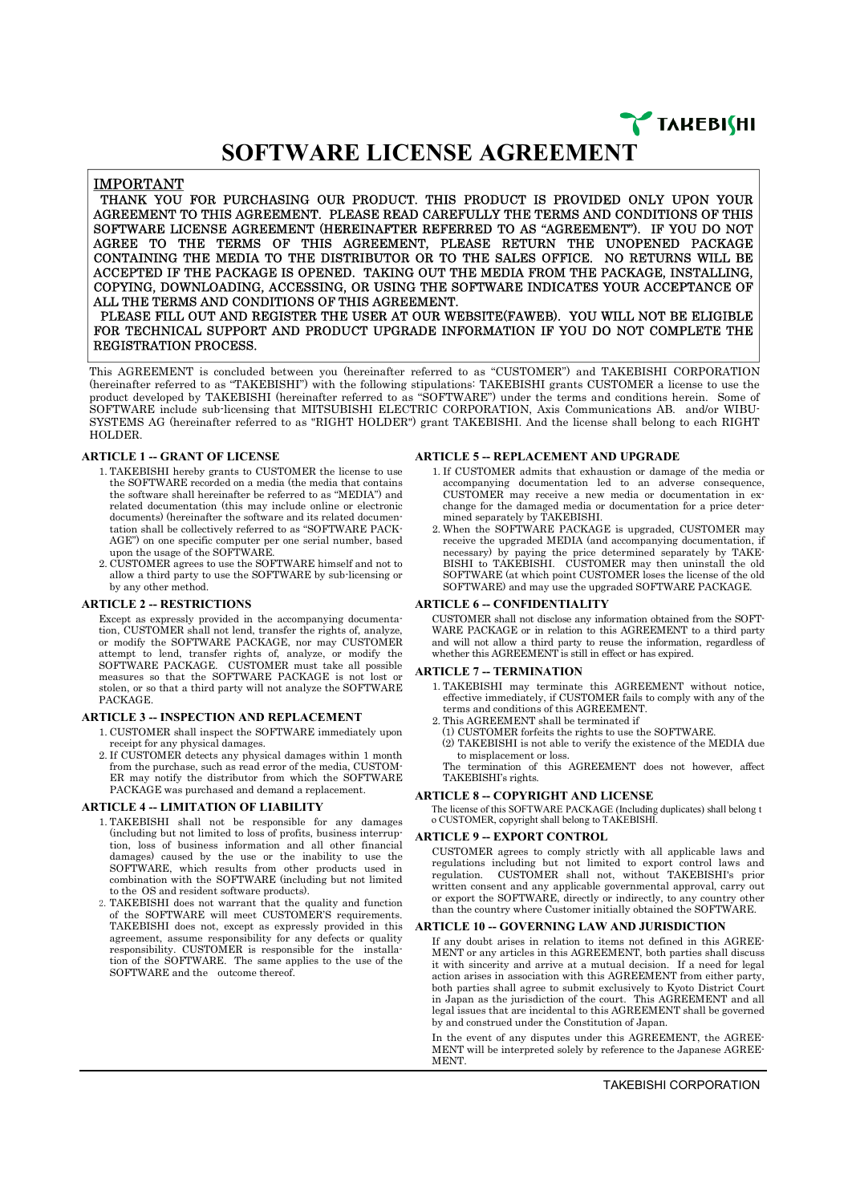TAKEBISHI

# SOFTWARE LICENSE AGREEMENT

**IMPORTANT**

THANK YOU FOR PURCHASING OUR PRODUCT. THIS PRODUCT IS PROVIDED ONLY UPON YOUR AGREEMENT TO THIS AGREEMENT. PLEASE READ CAREFULLY THE TERMS AND CONDITIONS OF THIS SOFTWARE LICENSE AGREEMENT (HEREINAFTER REFERRED TO AS "AGREEMENT"). IF YOU DO NOT AGREE TO THE TERMS OF THIS AGREEMENT, PLEASE RETURN THE UNOPENED PACKAGE CONTAINING THE MEDIA TO THE DISTRIBUTOR OR TO THE SALES OFFICE. NO RETURNS WILL BE ACCEPTED IF THE PACKAGE IS OPENED. TAKING OUT THE MEDIA FROM THE PACKAGE, INSTALLING, COPYING, DOWNLOADING, ACCESSING, OR USING THE SOFTWARE INDICATES YOUR ACCEPTANCE OF ALL THE TERMS AND CONDITIONS OF THIS AGREEMENT.

PLEASE FILL OUT AND REGISTER THE USER AT OUR WEBSITE(FAWEB). YOU WILL NOT BE ELIGIBLE FOR TECHNICAL SUPPORT AND PRODUCT UPGRADE INFORMATION IF YOU DO NOT COMPLETE THE REGISTRATION PROCESS.

This AGREEMENT is concluded between you (hereinafter referred to as "CUSTOMER") and TAKEBISHI CORPORATION (hereinafter referred to as "TAKEBISHI") with the following stipulations: TAKEBISHI grants CUSTOMER a license to use the product developed by TAKEBISHI (hereinafter referred to as "SOFTWARE") under the terms and conditions herein. Some of SOFTWARE include sub-licensing that MITSUBISHI ELECTRIC CORPORATION, Axis Communications AB. and/or WIBU-SYSTEMS AG (hereinafter referred to as "RIGHT HOLDER") grant TAKEBISHI. And the license shall belong to each RIGHT HOLDER.

## ARTICLE 1 -- GRANT OF LICENSE

1. TAKEBISHI hereby grants to CUSTOMER the license to use the SOFTWARE recorded on a media (the media that contains the software shall hereinafter be referred to as "MEDIA") and related documentation (this may include online or electronic documents) (hereinafter the software and its related documentation shall be collectively referred to as "SOFTWARE PACKAGE") on one specific computer per one serial number, based upon the usage of the SOFTWARE.
2. CUSTOMER agrees to use the SOFTWARE himself and not to allow a third party to use the SOFTWARE by sub-licensing or by any other method.

## ARTICLE 2 -- RESTRICTIONS

Except as expressly provided in the accompanying documentation, CUSTOMER shall not lend, transfer the rights of, analyze, or modify the SOFTWARE PACKAGE, nor may CUSTOMER attempt to lend, transfer rights of, analyze, or modify the SOFTWARE PACKAGE. CUSTOMER must take all possible measures so that the SOFTWARE PACKAGE is not lost or stolen, or so that a third party will not analyze the SOFTWARE PACKAGE.

## ARTICLE 3 -- INSPECTION AND REPLACEMENT

1. CUSTOMER shall inspect the SOFTWARE immediately upon receipt for any physical damages.
2. If CUSTOMER detects any physical damages within 1 month from the purchase, such as read error of the media, CUSTOMER may notify the distributor from which the SOFTWARE PACKAGE was purchased and demand a replacement.

## ARTICLE 4 -- LIMITATION OF LIABILITY

1. TAKEBISHI shall not be responsible for any damages (including but not limited to loss of profits, business interruption, loss of business information and all other financial damages) caused by the use or the inability to use the SOFTWARE, which results from other products used in combination with the SOFTWARE (including but not limited to the OS and resident software products).
2. TAKEBISHI does not warrant that the quality and function of the SOFTWARE will meet CUSTOMER'S requirements. TAKEBISHI does not, except as expressly provided in this agreement, assume responsibility for any defects or quality responsibility. CUSTOMER is responsible for the installation of the SOFTWARE. The same applies to the use of the SOFTWARE and the outcome thereof.

## ARTICLE 5 -- REPLACEMENT AND UPGRADE

1. If CUSTOMER admits that exhaustion or damage of the media or accompanying documentation led to an adverse consequence, CUSTOMER may receive a new media or documentation in exchange for the damaged media or documentation for a price determined separately by TAKEBISHI.
2. When the SOFTWARE PACKAGE is upgraded, CUSTOMER may receive the upgraded MEDIA (and accompanying documentation, if necessary) by paying the price determined separately by TAKEBISHI to TAKEBISHI. CUSTOMER may then uninstall the old SOFTWARE (at which point CUSTOMER loses the license of the old SOFTWARE) and may use the upgraded SOFTWARE PACKAGE.

## ARTICLE 6 -- CONFIDENTIALITY

CUSTOMER shall not disclose any information obtained from the SOFTWARE PACKAGE or in relation to this AGREEMENT to a third party and will not allow a third party to reuse the information, regardless of whether this AGREEMENT is still in effect or has expired.

## ARTICLE 7 -- TERMINATION

1. TAKEBISHI may terminate this AGREEMENT without notice, effective immediately, if CUSTOMER fails to comply with any of the terms and conditions of this AGREEMENT.
2. This AGREEMENT shall be terminated if
   (1) CUSTOMER forfeits the rights to use the SOFTWARE.
   (2) TAKEBISHI is not able to verify the existence of the MEDIA due to misplacement or loss.

   The termination of this AGREEMENT does not however, affect TAKEBISHI's rights.

## ARTICLE 8 -- COPYRIGHT AND LICENSE

The license of this SOFTWARE PACKAGE (Including duplicates) shall belong to CUSTOMER, copyright shall belong to TAKEBISHI.

## ARTICLE 9 -- EXPORT CONTROL

CUSTOMER agrees to comply strictly with all applicable laws and regulations including but not limited to export control laws and regulation. CUSTOMER shall not, without TAKEBISHI's prior written consent and any applicable governmental approval, carry out or export the SOFTWARE, directly or indirectly, to any country other than the country where Customer initially obtained the SOFTWARE.

## ARTICLE 10 -- GOVERNING LAW AND JURISDICTION

If any doubt arises in relation to items not defined in this AGREEMENT or any articles in this AGREEMENT, both parties shall discuss it with sincerity and arrive at a mutual decision. If a need for legal action arises in association with this AGREEMENT from either party, both parties shall agree to submit exclusively to Kyoto District Court in Japan as the jurisdiction of the court. This AGREEMENT and all legal issues that are incidental to this AGREEMENT shall be governed by and construed under the Constitution of Japan.

In the event of any disputes under this AGREEMENT, the AGREEMENT will be interpreted solely by reference to the Japanese AGREEMENT.

TAKEBISHI CORPORATION